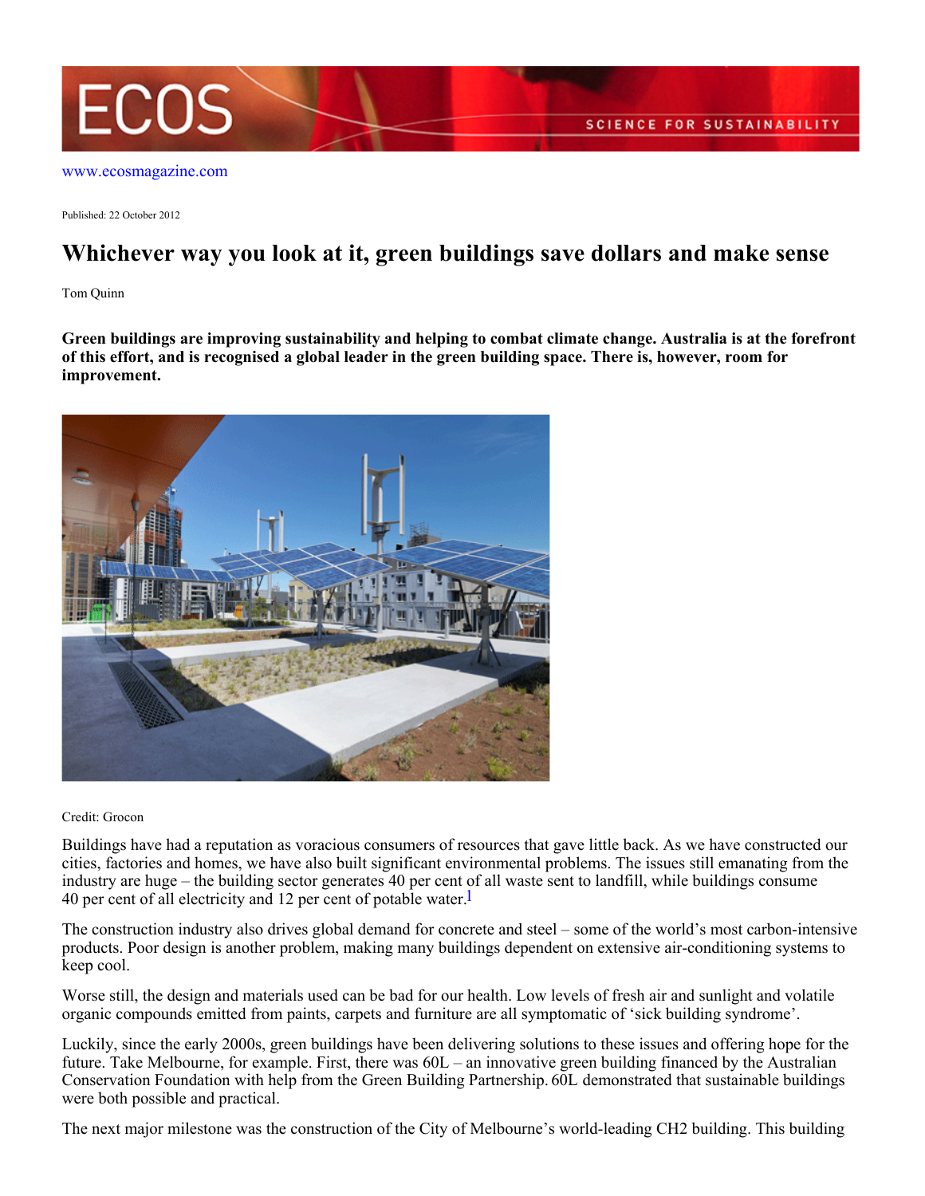www.ecosmagazine.com

Published: 22 October 2012

# Whichever way you look at it, green buildings save dollars and make sense

Tom Quinn

**Green buildings are improving sustainability and helping to combat climate change. Australia is at the forefront of this effort, and is recognised a global leader in the green building space. There is, however, room for improvement.**

Credit: Grocon

Buildings have had a reputation as voracious consumers of resources that gave little back. As we have constructed our cities, factories and homes, we have also built significant environmental problems. The issues still emanating from the industry are huge – the building sector generates 40 per cent of all waste sent to landfill, while buildings consume 40 per cent of all electricity and 12 per cent of potable water.[1]

The construction industry also drives global demand for concrete and steel – some of the world's most carbon-intensive products. Poor design is another problem, making many buildings dependent on extensive air-conditioning systems to keep cool.

Worse still, the design and materials used can be bad for our health. Low levels of fresh air and sunlight and volatile organic compounds emitted from paints, carpets and furniture are all symptomatic of 'sick building syndrome'.

Luckily, since the early 2000s, green buildings have been delivering solutions to these issues and offering hope for the future. Take Melbourne, for example. First, there was 60L – an innovative green building financed by the Australian Conservation Foundation with help from the Green Building Partnership. 60L demonstrated that sustainable buildings were both possible and practical.

The next major milestone was the construction of the City of Melbourne's world-leading CH2 building. This building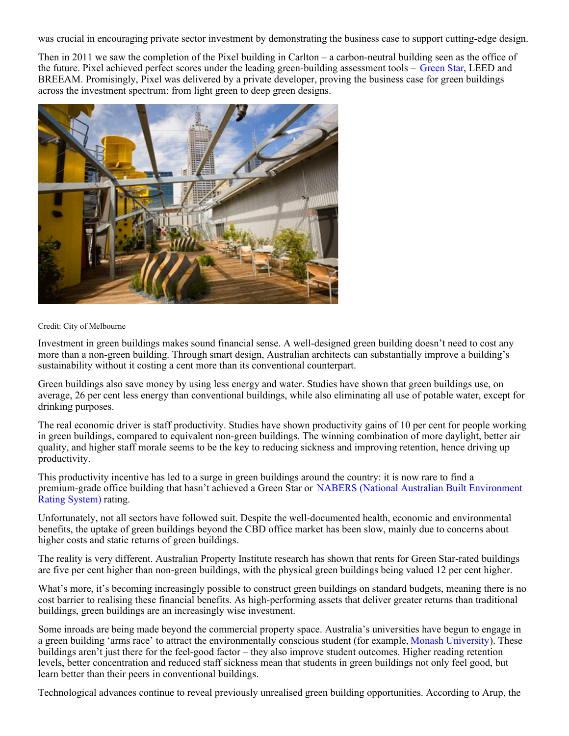was crucial in encouraging private sector investment by demonstrating the business case to support cutting-edge design.

Then in 2011 we saw the completion of the Pixel building in Carlton – a carbon-neutral building seen as the office of the future. Pixel achieved perfect scores under the leading green-building assessment tools – Green Star, LEED and BREEAM. Promisingly, Pixel was delivered by a private developer, proving the business case for green buildings across the investment spectrum: from light green to deep green designs.

Credit: City of Melbourne

Investment in green buildings makes sound financial sense. A well-designed green building doesn't need to cost any more than a non-green building. Through smart design, Australian architects can substantially improve a building's sustainability without it costing a cent more than its conventional counterpart.

Green buildings also save money by using less energy and water. Studies have shown that green buildings use, on average, 26 per cent less energy than conventional buildings, while also eliminating all use of potable water, except for drinking purposes.

The real economic driver is staff productivity. Studies have shown productivity gains of 10 per cent for people working in green buildings, compared to equivalent non-green buildings. The winning combination of more daylight, better air quality, and higher staff morale seems to be the key to reducing sickness and improving retention, hence driving up productivity.

This productivity incentive has led to a surge in green buildings around the country: it is now rare to find a premium-grade office building that hasn't achieved a Green Star or NABERS (National Australian Built Environment Rating System) rating.

Unfortunately, not all sectors have followed suit. Despite the well-documented health, economic and environmental benefits, the uptake of green buildings beyond the CBD office market has been slow, mainly due to concerns about higher costs and static returns of green buildings.

The reality is very different. Australian Property Institute research has shown that rents for Green Star-rated buildings are five per cent higher than non-green buildings, with the physical green buildings being valued 12 per cent higher.

What's more, it's becoming increasingly possible to construct green buildings on standard budgets, meaning there is no cost barrier to realising these financial benefits. As high-performing assets that deliver greater returns than traditional buildings, green buildings are an increasingly wise investment.

Some inroads are being made beyond the commercial property space. Australia's universities have begun to engage in a green building 'arms race' to attract the environmentally conscious student (for example, Monash University). These buildings aren't just there for the feel-good factor – they also improve student outcomes. Higher reading retention levels, better concentration and reduced staff sickness mean that students in green buildings not only feel good, but learn better than their peers in conventional buildings.

Technological advances continue to reveal previously unrealised green building opportunities. According to Arup, the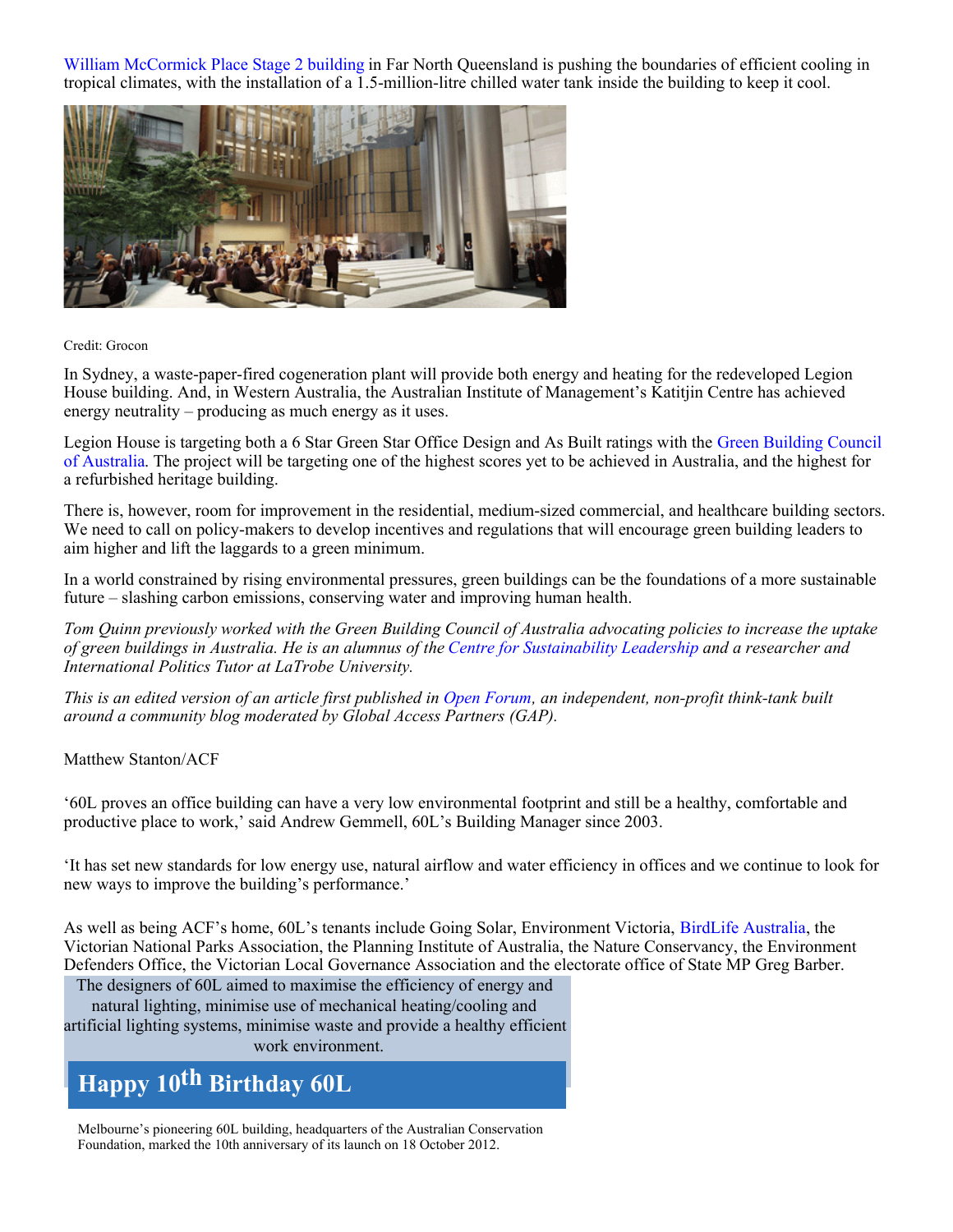William McCormick Place Stage 2 building in Far North Queensland is pushing the boundaries of efficient cooling in tropical climates, with the installation of a 1.5-million-litre chilled water tank inside the building to keep it cool.

Credit: Grocon

In Sydney, a waste-paper-fired cogeneration plant will provide both energy and heating for the redeveloped Legion House building. And, in Western Australia, the Australian Institute of Management's Katitjin Centre has achieved energy neutrality – producing as much energy as it uses.

Legion House is targeting both a 6 Star Green Star Office Design and As Built ratings with the Green Building Council of Australia. The project will be targeting one of the highest scores yet to be achieved in Australia, and the highest for a refurbished heritage building.

There is, however, room for improvement in the residential, medium-sized commercial, and healthcare building sectors. We need to call on policy-makers to develop incentives and regulations that will encourage green building leaders to aim higher and lift the laggards to a green minimum.

In a world constrained by rising environmental pressures, green buildings can be the foundations of a more sustainable future – slashing carbon emissions, conserving water and improving human health.

*Tom Quinn previously worked with the Green Building Council of Australia advocating policies to increase the uptake of green buildings in Australia. He is an alumnus of the Centre for Sustainability Leadership and a researcher and International Politics Tutor at LaTrobe University.*

*This is an edited version of an article first published in Open Forum, an independent, non-profit think-tank built around a community blog moderated by Global Access Partners (GAP).*

Matthew Stanton/ACF

'60L proves an office building can have a very low environmental footprint and still be a healthy, comfortable and productive place to work,' said Andrew Gemmell, 60L's Building Manager since 2003.

'It has set new standards for low energy use, natural airflow and water efficiency in offices and we continue to look for new ways to improve the building's performance.'

As well as being ACF's home, 60L's tenants include Going Solar, Environment Victoria, BirdLife Australia, the Victorian National Parks Association, the Planning Institute of Australia, the Nature Conservancy, the Environment Defenders Office, the Victorian Local Governance Association and the electorate office of State MP Greg Barber.

The designers of 60L aimed to maximise the efficiency of energy and natural lighting, minimise use of mechanical heating/cooling and artificial lighting systems, minimise waste and provide a healthy efficient work environment.

## Happy 10th Birthday 60L

Melbourne's pioneering 60L building, headquarters of the Australian Conservation Foundation, marked the 10th anniversary of its launch on 18 October 2012.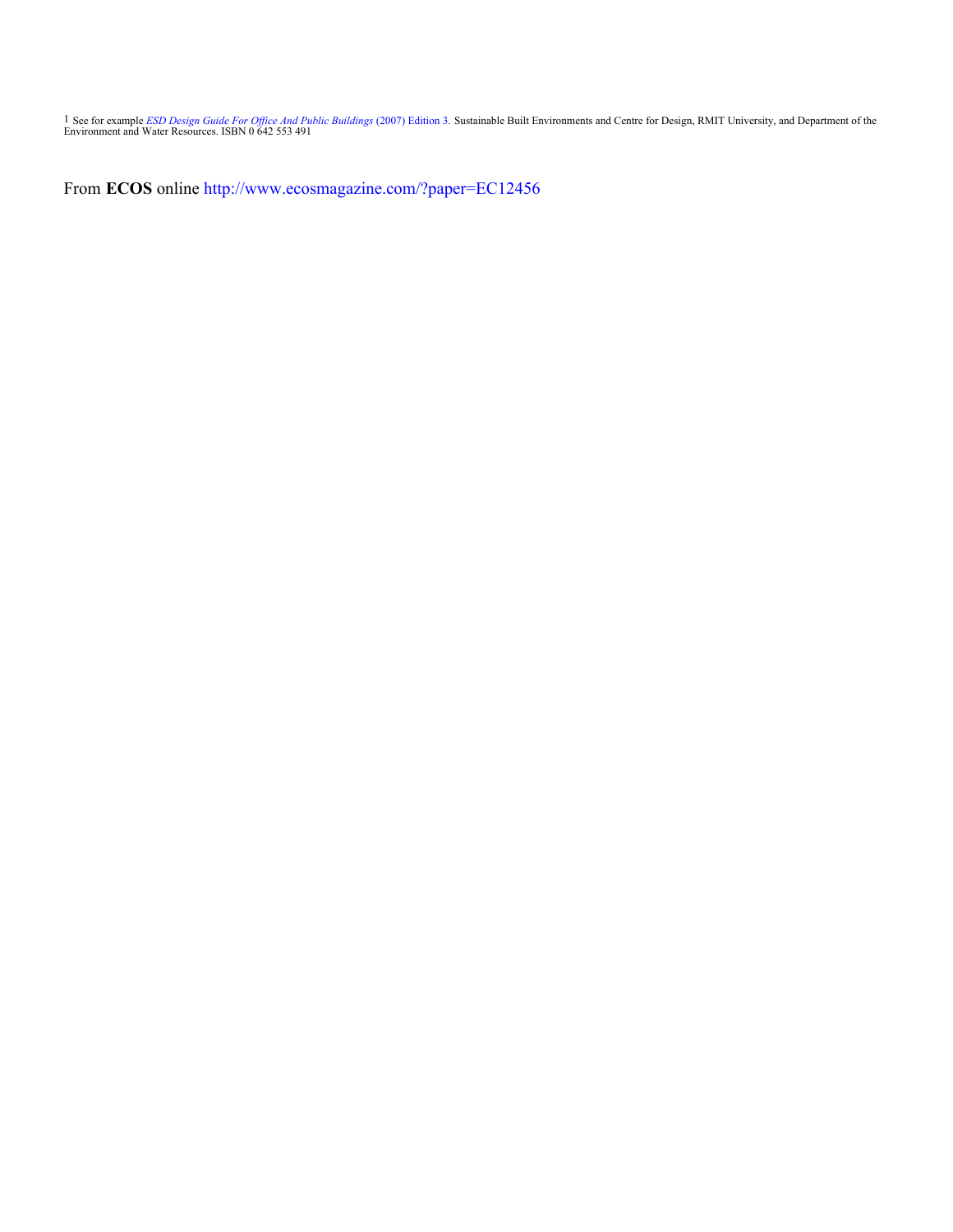[1] See for example *ESD Design Guide For Office And Public Buildings* (2007) Edition 3. Sustainable Built Environments and Centre for Design, RMIT University, and Department of the Environment and Water Resources. ISBN 0 642 553 491

From **ECOS** online http://www.ecosmagazine.com/?paper=EC12456